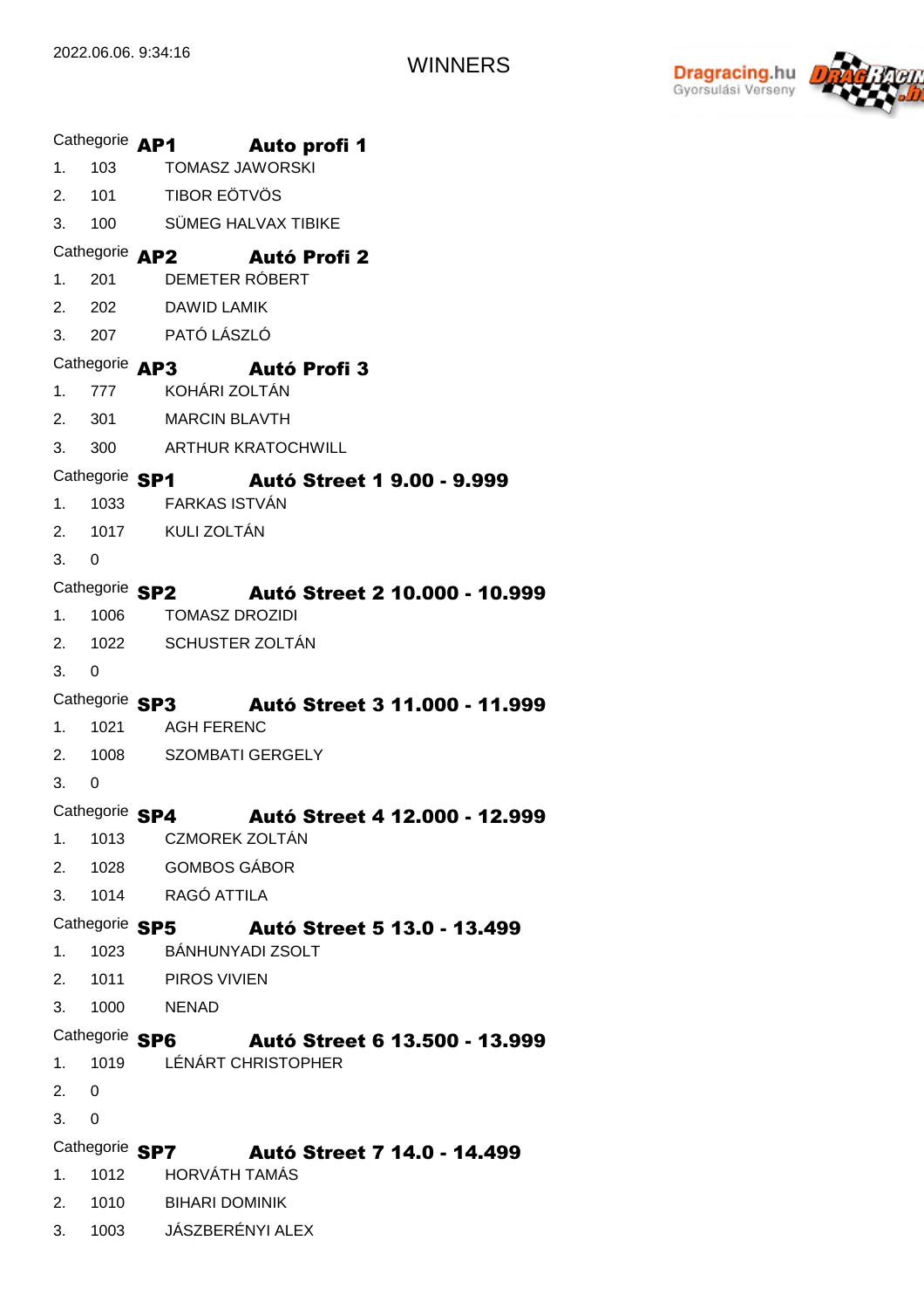2022.06.06. 9:34:16

# WINNERS

Dragracing.hu Gyorsulási Verseny

### Cathegorie **AP1** **Auto profi 1**

| | | |
|---|---|---|
| 1. | 103 | TOMASZ JAWORSKI |
| 2. | 101 | TIBOR EÖTVÖS |
| 3. | 100 | SÜMEG HALVAX TIBIKE |

### Cathegorie **AP2** **Autó Profi 2**

| | | |
|---|---|---|
| 1. | 201 | DEMETER RÓBERT |
| 2. | 202 | DAWID LAMIK |
| 3. | 207 | PATÓ LÁSZLÓ |

### Cathegorie **AP3** **Autó Profi 3**

| | | |
|---|---|---|
| 1. | 777 | KOHÁRI ZOLTÁN |
| 2. | 301 | MARCIN BLAVTH |
| 3. | 300 | ARTHUR KRATOCHWILL |

### Cathegorie **SP1** **Autó Street 1 9.00 - 9.999**

| | | |
|---|---|---|
| 1. | 1033 | FARKAS ISTVÁN |
| 2. | 1017 | KULI ZOLTÁN |
| 3. | 0 | |

### Cathegorie **SP2** **Autó Street 2 10.000 - 10.999**

| | | |
|---|---|---|
| 1. | 1006 | TOMASZ DROZIDI |
| 2. | 1022 | SCHUSTER ZOLTÁN |
| 3. | 0 | |

### Cathegorie **SP3** **Autó Street 3 11.000 - 11.999**

| | | |
|---|---|---|
| 1. | 1021 | AGH FERENC |
| 2. | 1008 | SZOMBATI GERGELY |
| 3. | 0 | |

### Cathegorie **SP4** **Autó Street 4 12.000 - 12.999**

| | | |
|---|---|---|
| 1. | 1013 | CZMOREK ZOLTÁN |
| 2. | 1028 | GOMBOS GÁBOR |
| 3. | 1014 | RAGÓ ATTILA |

### Cathegorie **SP5** **Autó Street 5 13.0 - 13.499**

| | | |
|---|---|---|
| 1. | 1023 | BÁNHUNYADI ZSOLT |
| 2. | 1011 | PIROS VIVIEN |
| 3. | 1000 | NENAD |

### Cathegorie **SP6** **Autó Street 6 13.500 - 13.999**

| | | |
|---|---|---|
| 1. | 1019 | LÉNÁRT CHRISTOPHER |
| 2. | 0 | |
| 3. | 0 | |

### Cathegorie **SP7** **Autó Street 7 14.0 - 14.499**

| | | |
|---|---|---|
| 1. | 1012 | HORVÁTH TAMÁS |
| 2. | 1010 | BIHARI DOMINIK |
| 3. | 1003 | JÁSZBERÉNYI ALEX |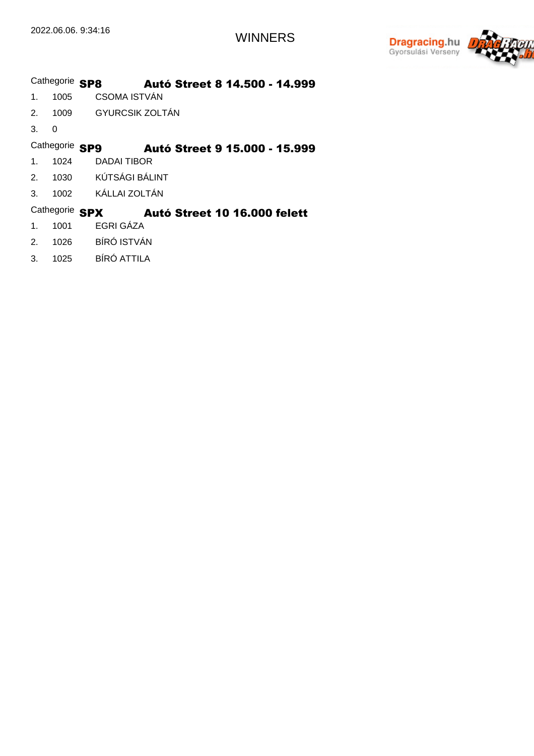2022.06.06. 9:34:16

# WINNERS

Dragracing.hu
Gyorsulási Verseny

Cathegorie **SP8** **Autó Street 8 14.500 - 14.999**

| | | |
|---|---|---|
| 1. | 1005 | CSOMA ISTVÁN |
| 2. | 1009 | GYURCSIK ZOLTÁN |
| 3. | 0 | |

Cathegorie **SP9** **Autó Street 9 15.000 - 15.999**

| | | |
|---|---|---|
| 1. | 1024 | DADAI TIBOR |
| 2. | 1030 | KÚTSÁGI BÁLINT |
| 3. | 1002 | KÁLLAI ZOLTÁN |

Cathegorie **SPX** **Autó Street 10 16.000 felett**

| | | |
|---|---|---|
| 1. | 1001 | EGRI GÁZA |
| 2. | 1026 | BÍRÓ ISTVÁN |
| 3. | 1025 | BÍRÓ ATTILA |